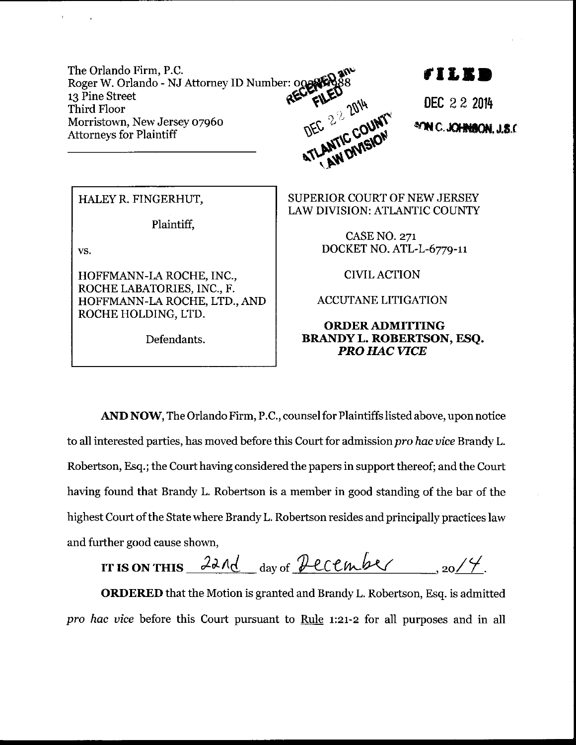The Orlando Firm, P.C.
Roger W. Orlando - NJ Attorney ID Number: 00??0?88
13 Pine Street
Third Floor
Morristown, New Jersey 07960
Attorneys for Plaintiff

RECEIVED and FILED
DEC 22 2014
ATLANTIC COUNTY
LAW DIVISION

FILED

DEC 22 2014

NELSON C. JOHNSON, J.S.C.

| | |
|---|---|
| HALEY R. FINGERHUT,<br><br>Plaintiff,<br><br>vs.<br><br>HOFFMANN-LA ROCHE, INC., ROCHE LABATORIES, INC., F. HOFFMANN-LA ROCHE, LTD., AND ROCHE HOLDING, LTD.<br><br>Defendants. | SUPERIOR COURT OF NEW JERSEY<br>LAW DIVISION: ATLANTIC COUNTY<br><br>CASE NO. 271<br>DOCKET NO. ATL-L-6779-11<br><br>CIVIL ACTION<br><br>ACCUTANE LITIGATION<br><br>**ORDER ADMITTING BRANDY L. ROBERTSON, ESQ. *PRO HAC VICE*** |

**AND NOW**, The Orlando Firm, P.C., counsel for Plaintiffs listed above, upon notice to all interested parties, has moved before this Court for admission *pro hac vice* Brandy L. Robertson, Esq.; the Court having considered the papers in support thereof; and the Court having found that Brandy L. Robertson is a member in good standing of the bar of the highest Court of the State where Brandy L. Robertson resides and principally practices law and further good cause shown,

**IT IS ON THIS** 22nd day of December, 2014.

**ORDERED** that the Motion is granted and Brandy L. Robertson, Esq. is admitted *pro hac vice* before this Court pursuant to Rule 1:21-2 for all purposes and in all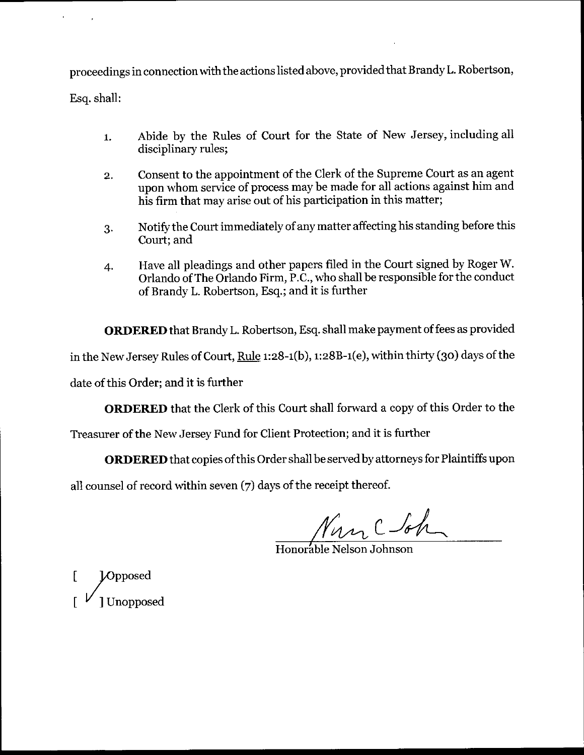proceedings in connection with the actions listed above, provided that Brandy L. Robertson, Esq. shall:

1. Abide by the Rules of Court for the State of New Jersey, including all disciplinary rules;
2. Consent to the appointment of the Clerk of the Supreme Court as an agent upon whom service of process may be made for all actions against him and his firm that may arise out of his participation in this matter;
3. Notify the Court immediately of any matter affecting his standing before this Court; and
4. Have all pleadings and other papers filed in the Court signed by Roger W. Orlando of The Orlando Firm, P.C., who shall be responsible for the conduct of Brandy L. Robertson, Esq.; and it is further

**ORDERED** that Brandy L. Robertson, Esq. shall make payment of fees as provided in the New Jersey Rules of Court, Rule 1:28-1(b), 1:28B-1(e), within thirty (30) days of the date of this Order; and it is further

**ORDERED** that the Clerk of this Court shall forward a copy of this Order to the Treasurer of the New Jersey Fund for Client Protection; and it is further

**ORDERED** that copies of this Order shall be served by attorneys for Plaintiffs upon all counsel of record within seven (7) days of the receipt thereof.

Honorable Nelson Johnson

[ ] Opposed
[ ✓ ] Unopposed